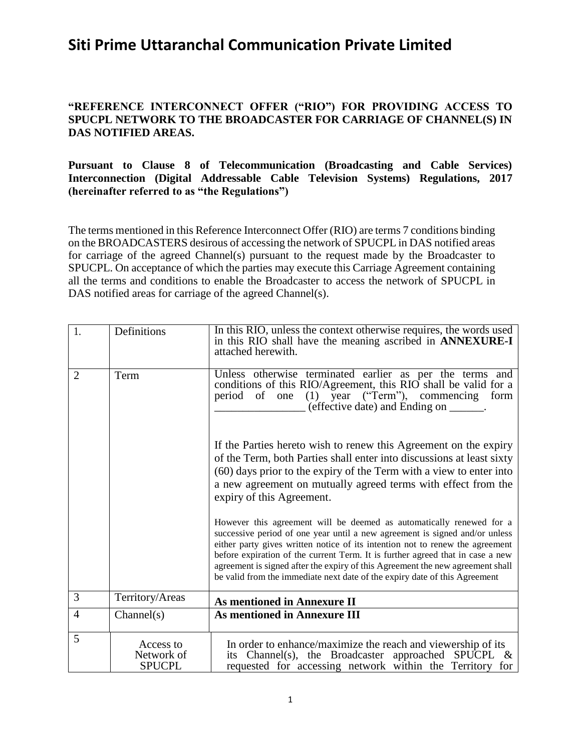# Siti Prime Uttaranchal Communication Private Limited

**"REFERENCE INTERCONNECT OFFER ("RIO") FOR PROVIDING ACCESS TO SPUCPL NETWORK TO THE BROADCASTER FOR CARRIAGE OF CHANNEL(S) IN DAS NOTIFIED AREAS.**

**Pursuant to Clause 8 of Telecommunication (Broadcasting and Cable Services) Interconnection (Digital Addressable Cable Television Systems) Regulations, 2017 (hereinafter referred to as "the Regulations")**

The terms mentioned in this Reference Interconnect Offer (RIO) are terms 7 conditions binding on the BROADCASTERS desirous of accessing the network of SPUCPL in DAS notified areas for carriage of the agreed Channel(s) pursuant to the request made by the Broadcaster to SPUCPL. On acceptance of which the parties may execute this Carriage Agreement containing all the terms and conditions to enable the Broadcaster to access the network of SPUCPL in DAS notified areas for carriage of the agreed Channel(s).

| | | |
|---|---|---|
| 1. | Definitions | In this RIO, unless the context otherwise requires, the words used in this RIO shall have the meaning ascribed in **ANNEXURE-I** attached herewith. |
| 2 | Term | Unless otherwise terminated earlier as per the terms and conditions of this RIO/Agreement, this RIO shall be valid for a period of one (1) year ("Term"), commencing form ________________ (effective date) and Ending on ______.<br><br>If the Parties hereto wish to renew this Agreement on the expiry of the Term, both Parties shall enter into discussions at least sixty (60) days prior to the expiry of the Term with a view to enter into a new agreement on mutually agreed terms with effect from the expiry of this Agreement.<br><br>However this agreement will be deemed as automatically renewed for a successive period of one year until a new agreement is signed and/or unless either party gives written notice of its intention not to renew the agreement before expiration of the current Term. It is further agreed that in case a new agreement is signed after the expiry of this Agreement the new agreement shall be valid from the immediate next date of the expiry date of this Agreement |
| 3 | Territory/Areas | **As mentioned in Annexure II** |
| 4 | Channel(s) | **As mentioned in Annexure III** |
| 5 | Access to Network of SPUCPL | In order to enhance/maximize the reach and viewership of its its Channel(s), the Broadcaster approached SPUCPL & requested for accessing network within the Territory for |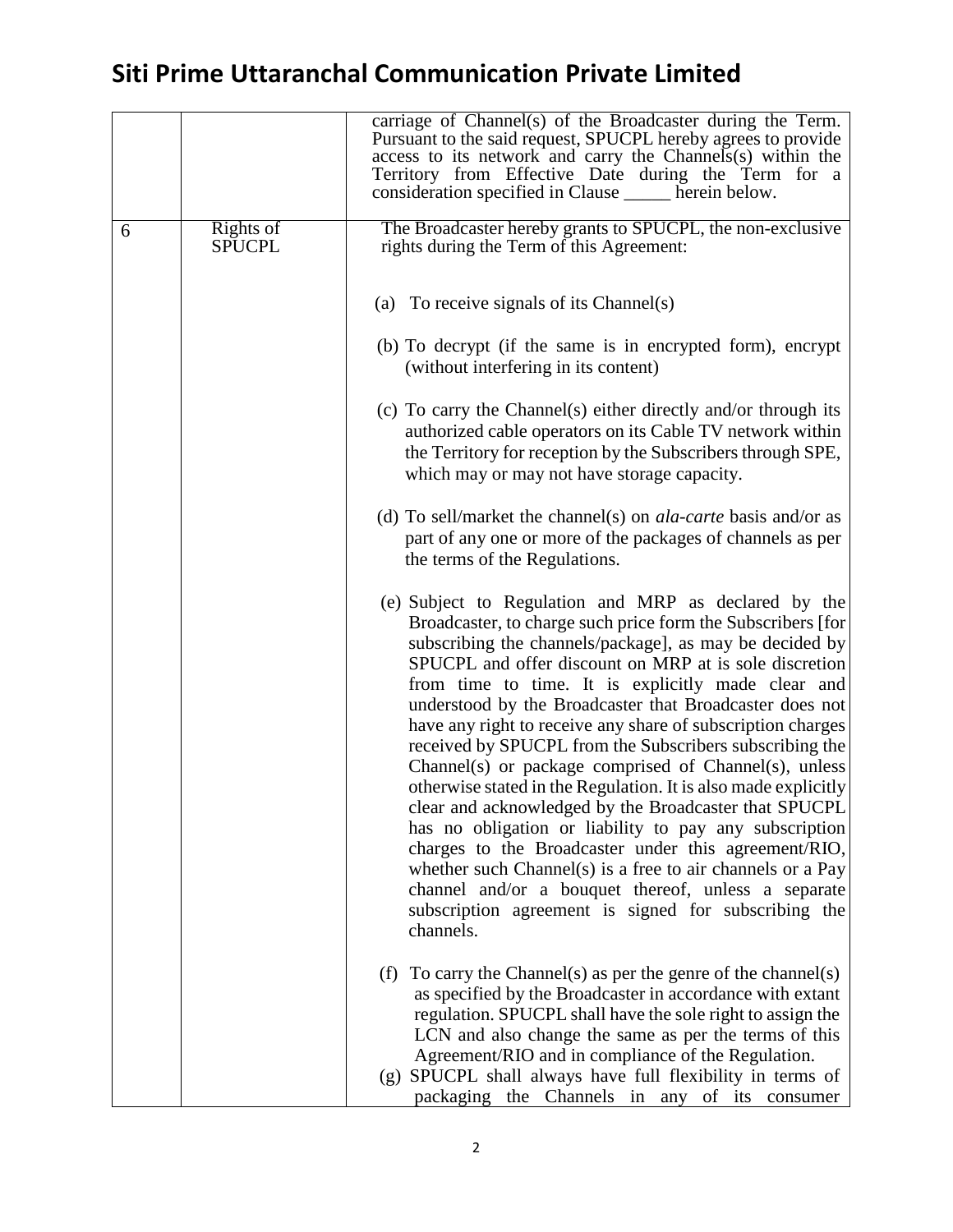| | | |
|---|---|---|
| | | carriage of Channel(s) of the Broadcaster during the Term. Pursuant to the said request, SPUCPL hereby agrees to provide access to its network and carry the Channels(s) within the Territory from Effective Date during the Term for a consideration specified in Clause _____ herein below. |
| 6 | Rights of SPUCPL | The Broadcaster hereby grants to SPUCPL, the non-exclusive rights during the Term of this Agreement:<br><br>(a) To receive signals of its Channel(s)<br><br>(b) To decrypt (if the same is in encrypted form), encrypt (without interfering in its content)<br><br>(c) To carry the Channel(s) either directly and/or through its authorized cable operators on its Cable TV network within the Territory for reception by the Subscribers through SPE, which may or may not have storage capacity.<br><br>(d) To sell/market the channel(s) on *ala-carte* basis and/or as part of any one or more of the packages of channels as per the terms of the Regulations.<br><br>(e) Subject to Regulation and MRP as declared by the Broadcaster, to charge such price form the Subscribers [for subscribing the channels/package], as may be decided by SPUCPL and offer discount on MRP at is sole discretion from time to time. It is explicitly made clear and understood by the Broadcaster that Broadcaster does not have any right to receive any share of subscription charges received by SPUCPL from the Subscribers subscribing the Channel(s) or package comprised of Channel(s), unless otherwise stated in the Regulation. It is also made explicitly clear and acknowledged by the Broadcaster that SPUCPL has no obligation or liability to pay any subscription charges to the Broadcaster under this agreement/RIO, whether such Channel(s) is a free to air channels or a Pay channel and/or a bouquet thereof, unless a separate subscription agreement is signed for subscribing the channels.<br><br>(f) To carry the Channel(s) as per the genre of the channel(s) as specified by the Broadcaster in accordance with extant regulation. SPUCPL shall have the sole right to assign the LCN and also change the same as per the terms of this Agreement/RIO and in compliance of the Regulation.<br>(g) SPUCPL shall always have full flexibility in terms of packaging the Channels in any of its consumer |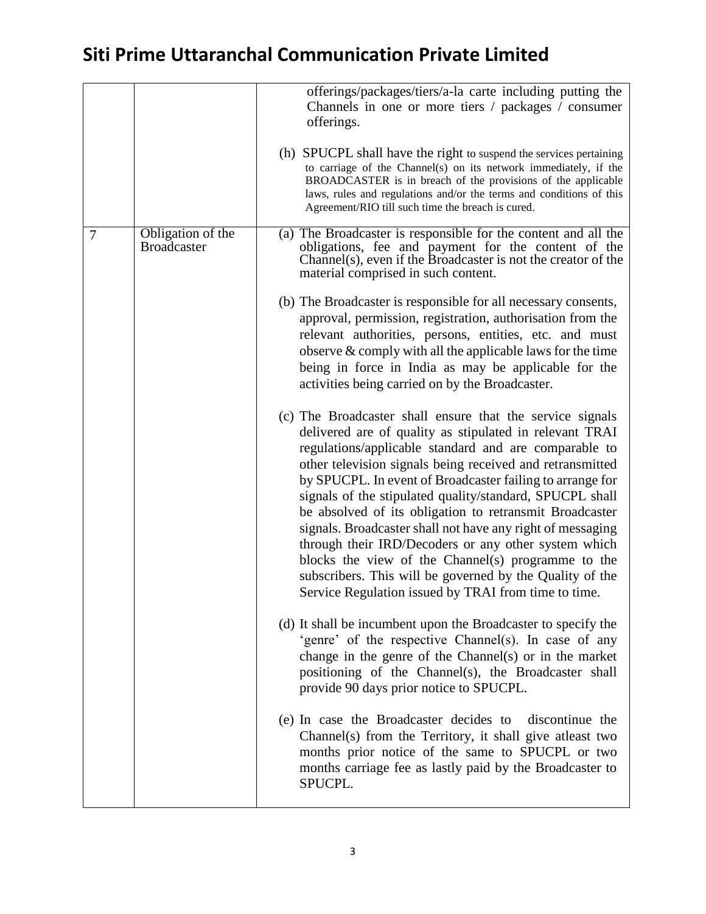| | | |
|---|---|---|
| | | offerings/packages/tiers/a-la carte including putting the Channels in one or more tiers / packages / consumer offerings.<br><br>(h) SPUCPL shall have the right to suspend the services pertaining to carriage of the Channel(s) on its network immediately, if the BROADCASTER is in breach of the provisions of the applicable laws, rules and regulations and/or the terms and conditions of this Agreement/RIO till such time the breach is cured. |
| 7 | Obligation of the Broadcaster | (a) The Broadcaster is responsible for the content and all the obligations, fee and payment for the content of the Channel(s), even if the Broadcaster is not the creator of the material comprised in such content.<br><br>(b) The Broadcaster is responsible for all necessary consents, approval, permission, registration, authorisation from the relevant authorities, persons, entities, etc. and must observe & comply with all the applicable laws for the time being in force in India as may be applicable for the activities being carried on by the Broadcaster.<br><br>(c) The Broadcaster shall ensure that the service signals delivered are of quality as stipulated in relevant TRAI regulations/applicable standard and are comparable to other television signals being received and retransmitted by SPUCPL. In event of Broadcaster failing to arrange for signals of the stipulated quality/standard, SPUCPL shall be absolved of its obligation to retransmit Broadcaster signals. Broadcaster shall not have any right of messaging through their IRD/Decoders or any other system which blocks the view of the Channel(s) programme to the subscribers. This will be governed by the Quality of the Service Regulation issued by TRAI from time to time.<br><br>(d) It shall be incumbent upon the Broadcaster to specify the 'genre' of the respective Channel(s). In case of any change in the genre of the Channel(s) or in the market positioning of the Channel(s), the Broadcaster shall provide 90 days prior notice to SPUCPL.<br><br>(e) In case the Broadcaster decides to discontinue the Channel(s) from the Territory, it shall give atleast two months prior notice of the same to SPUCPL or two months carriage fee as lastly paid by the Broadcaster to SPUCPL. |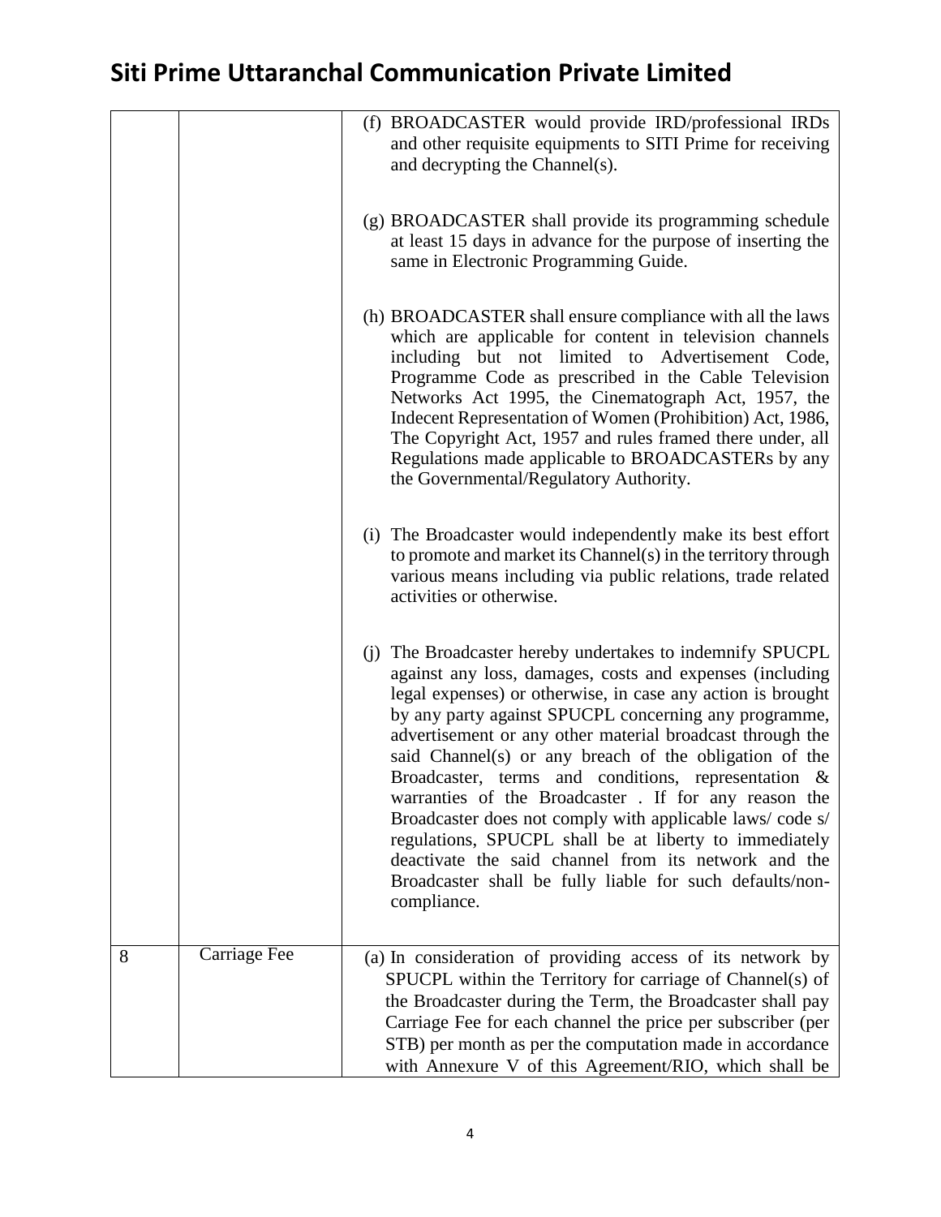| | | |
|---|---|---|
| | | (f) BROADCASTER would provide IRD/professional IRDs and other requisite equipments to SITI Prime for receiving and decrypting the Channel(s).<br><br>(g) BROADCASTER shall provide its programming schedule at least 15 days in advance for the purpose of inserting the same in Electronic Programming Guide.<br><br>(h) BROADCASTER shall ensure compliance with all the laws which are applicable for content in television channels including but not limited to Advertisement Code, Programme Code as prescribed in the Cable Television Networks Act 1995, the Cinematograph Act, 1957, the Indecent Representation of Women (Prohibition) Act, 1986, The Copyright Act, 1957 and rules framed there under, all Regulations made applicable to BROADCASTERs by any the Governmental/Regulatory Authority.<br><br>(i) The Broadcaster would independently make its best effort to promote and market its Channel(s) in the territory through various means including via public relations, trade related activities or otherwise.<br><br>(j) The Broadcaster hereby undertakes to indemnify SPUCPL against any loss, damages, costs and expenses (including legal expenses) or otherwise, in case any action is brought by any party against SPUCPL concerning any programme, advertisement or any other material broadcast through the said Channel(s) or any breach of the obligation of the Broadcaster, terms and conditions, representation & warranties of the Broadcaster . If for any reason the Broadcaster does not comply with applicable laws/ code s/ regulations, SPUCPL shall be at liberty to immediately deactivate the said channel from its network and the Broadcaster shall be fully liable for such defaults/non-compliance. |
| 8 | Carriage Fee | (a) In consideration of providing access of its network by SPUCPL within the Territory for carriage of Channel(s) of the Broadcaster during the Term, the Broadcaster shall pay Carriage Fee for each channel the price per subscriber (per STB) per month as per the computation made in accordance with Annexure V of this Agreement/RIO, which shall be |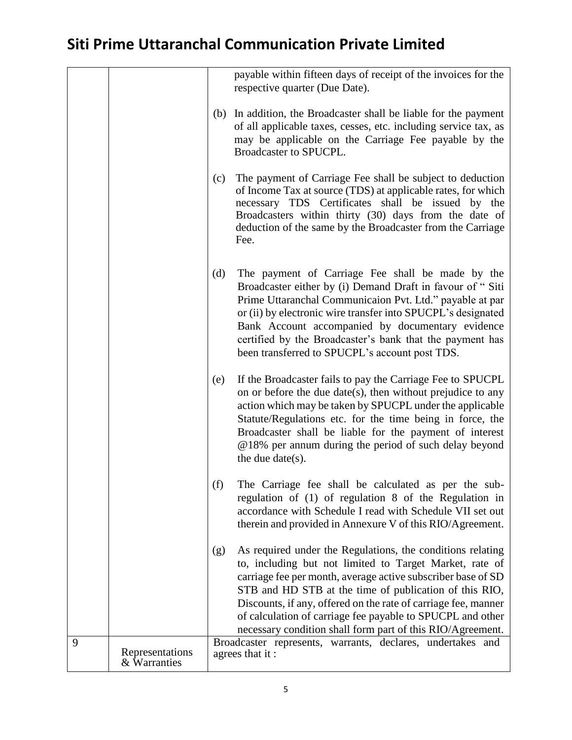# Siti Prime Uttaranchal Communication Private Limited

| | | |
|---|---|---|
| | | payable within fifteen days of receipt of the invoices for the respective quarter (Due Date).<br><br>(b) In addition, the Broadcaster shall be liable for the payment of all applicable taxes, cesses, etc. including service tax, as may be applicable on the Carriage Fee payable by the Broadcaster to SPUCPL.<br><br>(c) The payment of Carriage Fee shall be subject to deduction of Income Tax at source (TDS) at applicable rates, for which necessary TDS Certificates shall be issued by the Broadcasters within thirty (30) days from the date of deduction of the same by the Broadcaster from the Carriage Fee.<br><br>(d) The payment of Carriage Fee shall be made by the Broadcaster either by (i) Demand Draft in favour of " Siti Prime Uttaranchal Communicaion Pvt. Ltd." payable at par or (ii) by electronic wire transfer into SPUCPL's designated Bank Account accompanied by documentary evidence certified by the Broadcaster's bank that the payment has been transferred to SPUCPL's account post TDS.<br><br>(e) If the Broadcaster fails to pay the Carriage Fee to SPUCPL on or before the due date(s), then without prejudice to any action which may be taken by SPUCPL under the applicable Statute/Regulations etc. for the time being in force, the Broadcaster shall be liable for the payment of interest @18% per annum during the period of such delay beyond the due date(s).<br><br>(f) The Carriage fee shall be calculated as per the sub-regulation of (1) of regulation 8 of the Regulation in accordance with Schedule I read with Schedule VII set out therein and provided in Annexure V of this RIO/Agreement.<br><br>(g) As required under the Regulations, the conditions relating to, including but not limited to Target Market, rate of carriage fee per month, average active subscriber base of SD STB and HD STB at the time of publication of this RIO, Discounts, if any, offered on the rate of carriage fee, manner of calculation of carriage fee payable to SPUCPL and other necessary condition shall form part of this RIO/Agreement. |
| 9 | Representations & Warranties | Broadcaster represents, warrants, declares, undertakes and agrees that it : |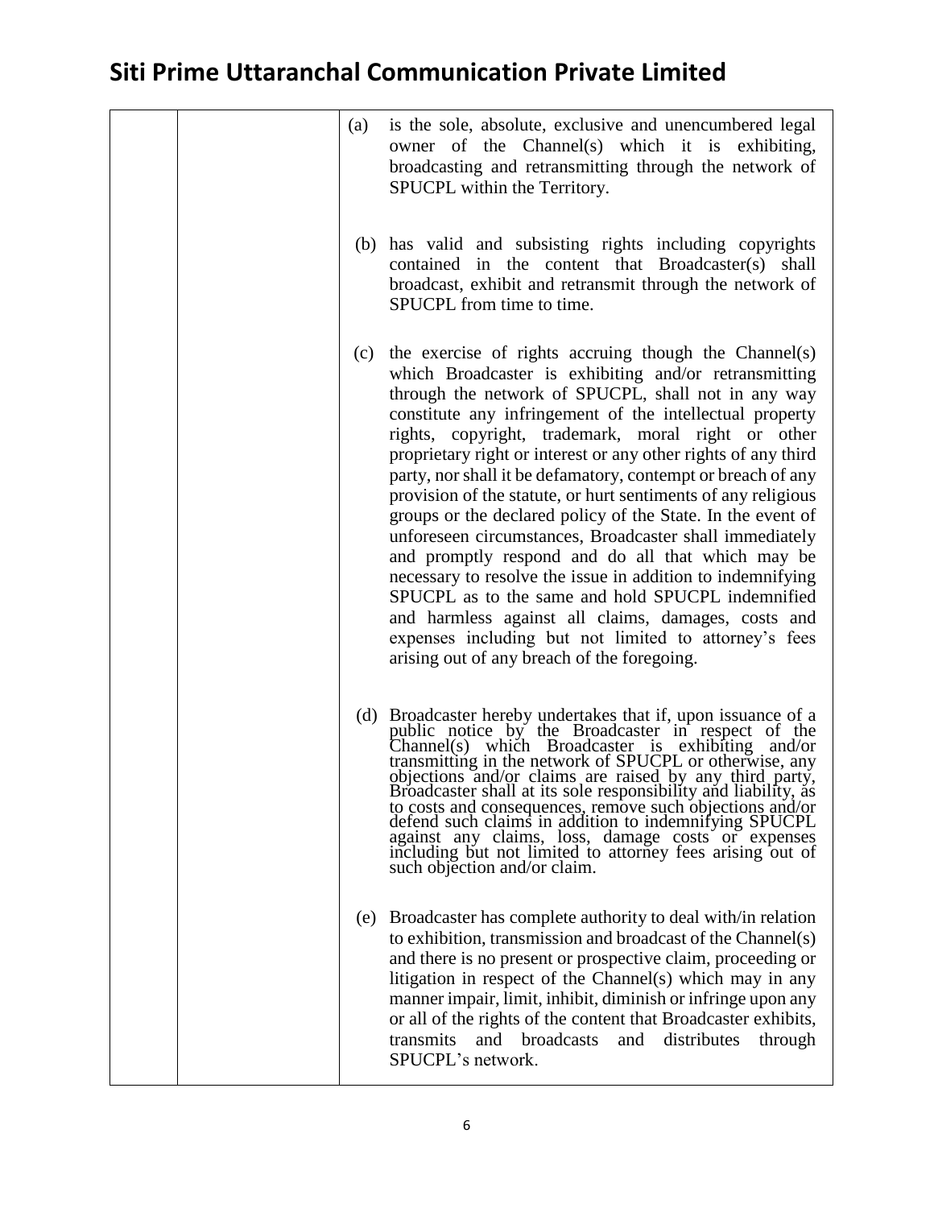| | | |
|---|---|---|
| | | (a) is the sole, absolute, exclusive and unencumbered legal owner of the Channel(s) which it is exhibiting, broadcasting and retransmitting through the network of SPUCPL within the Territory.<br><br>(b) has valid and subsisting rights including copyrights contained in the content that Broadcaster(s) shall broadcast, exhibit and retransmit through the network of SPUCPL from time to time.<br><br>(c) the exercise of rights accruing though the Channel(s) which Broadcaster is exhibiting and/or retransmitting through the network of SPUCPL, shall not in any way constitute any infringement of the intellectual property rights, copyright, trademark, moral right or other proprietary right or interest or any other rights of any third party, nor shall it be defamatory, contempt or breach of any provision of the statute, or hurt sentiments of any religious groups or the declared policy of the State. In the event of unforeseen circumstances, Broadcaster shall immediately and promptly respond and do all that which may be necessary to resolve the issue in addition to indemnifying SPUCPL as to the same and hold SPUCPL indemnified and harmless against all claims, damages, costs and expenses including but not limited to attorney's fees arising out of any breach of the foregoing.<br><br>(d) Broadcaster hereby undertakes that if, upon issuance of a public notice by the Broadcaster in respect of the Channel(s) which Broadcaster is exhibiting and/or transmitting in the network of SPUCPL or otherwise, any objections and/or claims are raised by any third party, Broadcaster shall at its sole responsibility and liability, as to costs and consequences, remove such objections and/or defend such claims in addition to indemnifying SPUCPL against any claims, loss, damage costs or expenses including but not limited to attorney fees arising out of such objection and/or claim.<br><br>(e) Broadcaster has complete authority to deal with/in relation to exhibition, transmission and broadcast of the Channel(s) and there is no present or prospective claim, proceeding or litigation in respect of the Channel(s) which may in any manner impair, limit, inhibit, diminish or infringe upon any or all of the rights of the content that Broadcaster exhibits, transmits and broadcasts and distributes through SPUCPL's network. |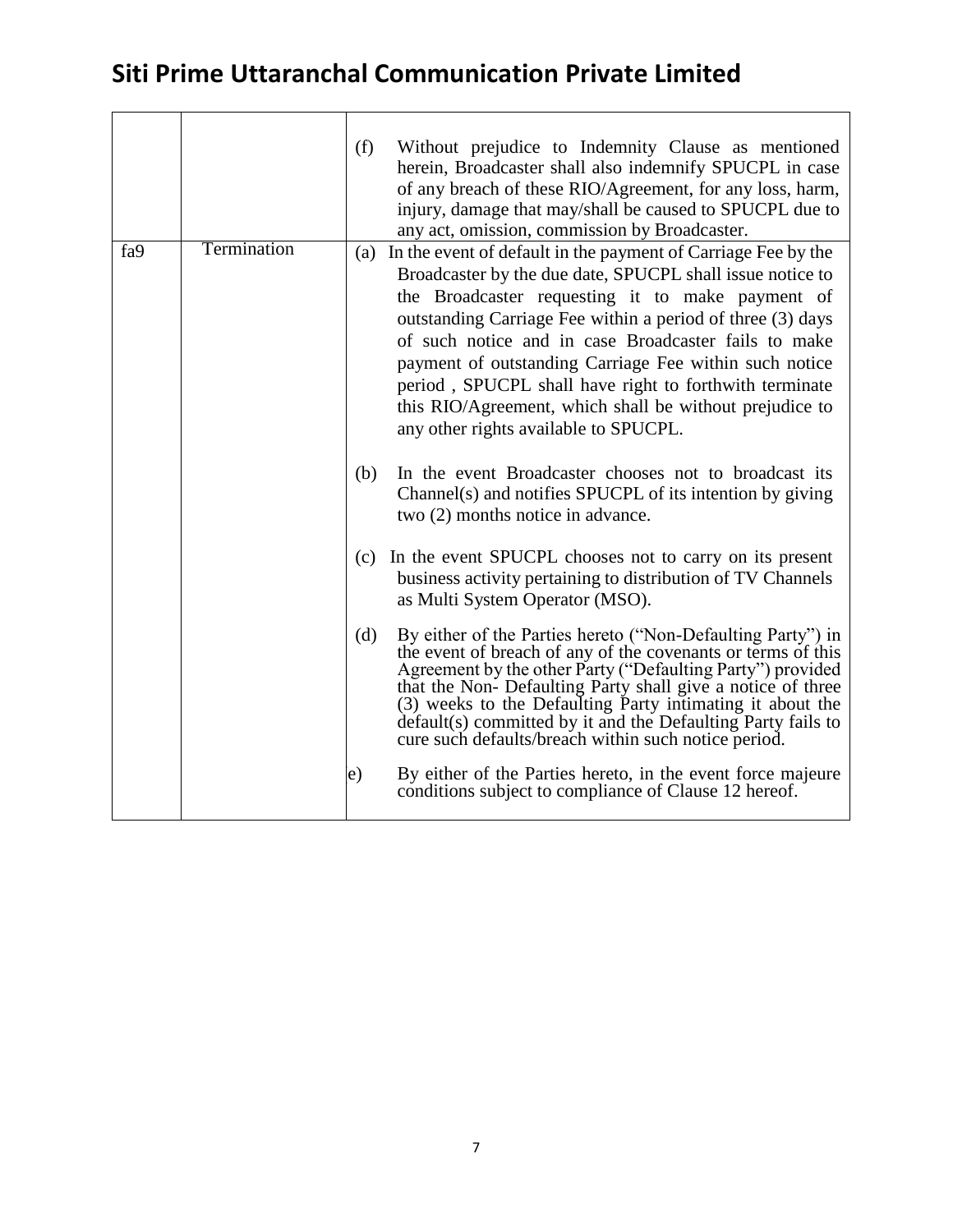## Siti Prime Uttaranchal Communication Private Limited

| | | |
|---|---|---|
| | | (f) Without prejudice to Indemnity Clause as mentioned herein, Broadcaster shall also indemnify SPUCPL in case of any breach of these RIO/Agreement, for any loss, harm, injury, damage that may/shall be caused to SPUCPL due to any act, omission, commission by Broadcaster. |
| fa9 | Termination | (a) In the event of default in the payment of Carriage Fee by the Broadcaster by the due date, SPUCPL shall issue notice to the Broadcaster requesting it to make payment of outstanding Carriage Fee within a period of three (3) days of such notice and in case Broadcaster fails to make payment of outstanding Carriage Fee within such notice period , SPUCPL shall have right to forthwith terminate this RIO/Agreement, which shall be without prejudice to any other rights available to SPUCPL.<br><br>(b) In the event Broadcaster chooses not to broadcast its Channel(s) and notifies SPUCPL of its intention by giving two (2) months notice in advance.<br><br>(c) In the event SPUCPL chooses not to carry on its present business activity pertaining to distribution of TV Channels as Multi System Operator (MSO).<br><br>(d) By either of the Parties hereto ("Non-Defaulting Party") in the event of breach of any of the covenants or terms of this Agreement by the other Party ("Defaulting Party") provided that the Non- Defaulting Party shall give a notice of three (3) weeks to the Defaulting Party intimating it about the default(s) committed by it and the Defaulting Party fails to cure such defaults/breach within such notice period.<br><br>e) By either of the Parties hereto, in the event force majeure conditions subject to compliance of Clause 12 hereof. |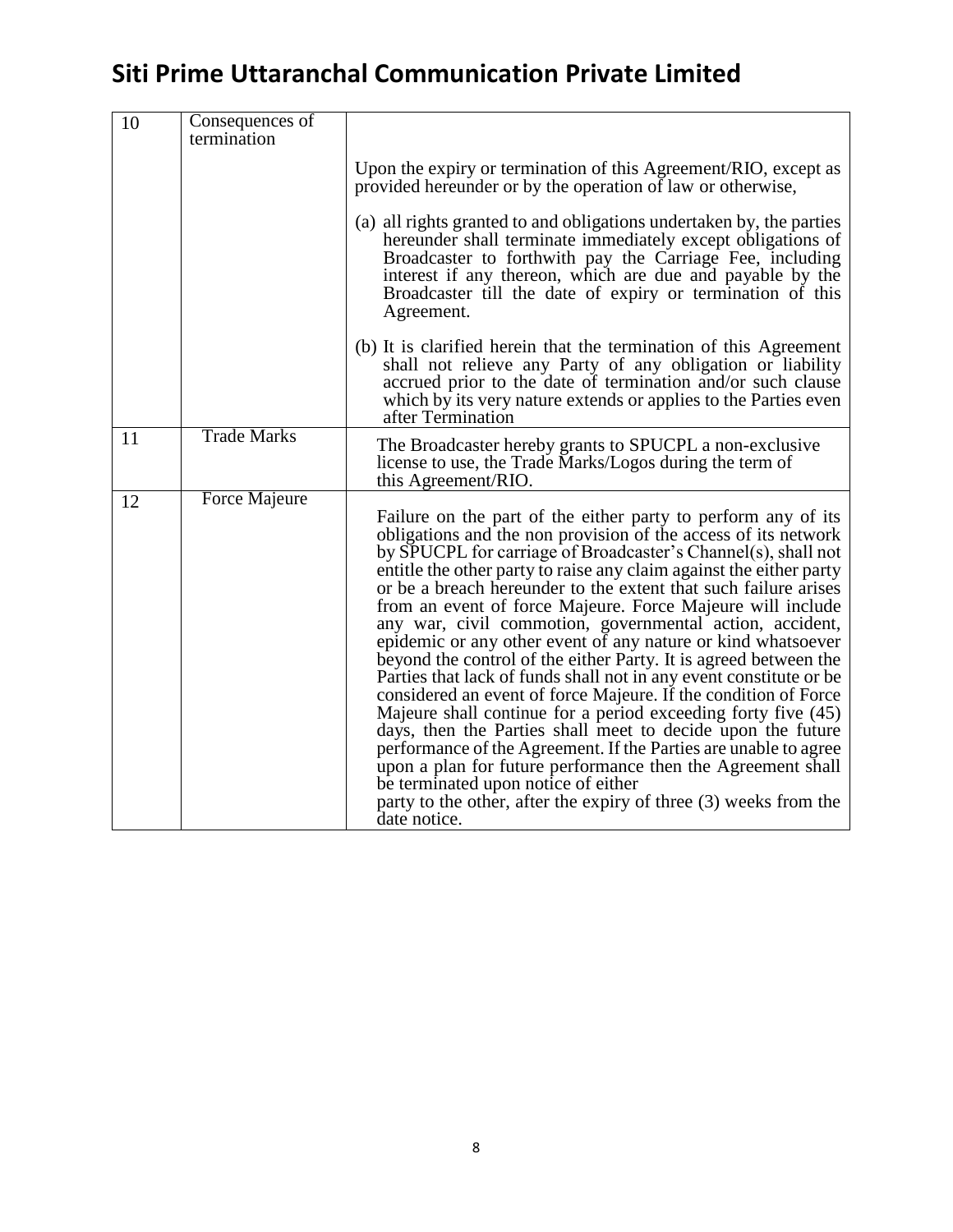| 10 | Consequences of termination | Upon the expiry or termination of this Agreement/RIO, except as provided hereunder or by the operation of law or otherwise,<br><br>(a) all rights granted to and obligations undertaken by, the parties hereunder shall terminate immediately except obligations of Broadcaster to forthwith pay the Carriage Fee, including interest if any thereon, which are due and payable by the Broadcaster till the date of expiry or termination of this Agreement.<br><br>(b) It is clarified herein that the termination of this Agreement shall not relieve any Party of any obligation or liability accrued prior to the date of termination and/or such clause which by its very nature extends or applies to the Parties even after Termination |
|---|---|---|
| 11 | Trade Marks | The Broadcaster hereby grants to SPUCPL a non-exclusive license to use, the Trade Marks/Logos during the term of this Agreement/RIO. |
| 12 | Force Majeure | Failure on the part of the either party to perform any of its obligations and the non provision of the access of its network by SPUCPL for carriage of Broadcaster's Channel(s), shall not entitle the other party to raise any claim against the either party or be a breach hereunder to the extent that such failure arises from an event of force Majeure. Force Majeure will include any war, civil commotion, governmental action, accident, epidemic or any other event of any nature or kind whatsoever beyond the control of the either Party. It is agreed between the Parties that lack of funds shall not in any event constitute or be considered an event of force Majeure. If the condition of Force Majeure shall continue for a period exceeding forty five (45) days, then the Parties shall meet to decide upon the future performance of the Agreement. If the Parties are unable to agree upon a plan for future performance then the Agreement shall be terminated upon notice of either party to the other, after the expiry of three (3) weeks from the date notice. |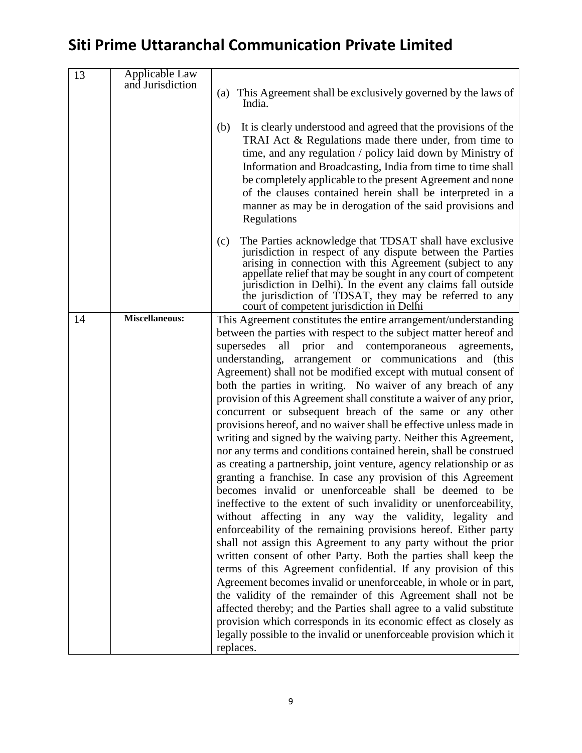| 13 | Applicable Law and Jurisdiction | (a) This Agreement shall be exclusively governed by the laws of India.<br><br>(b) It is clearly understood and agreed that the provisions of the TRAI Act & Regulations made there under, from time to time, and any regulation / policy laid down by Ministry of Information and Broadcasting, India from time to time shall be completely applicable to the present Agreement and none of the clauses contained herein shall be interpreted in a manner as may be in derogation of the said provisions and Regulations<br><br>(c) The Parties acknowledge that TDSAT shall have exclusive jurisdiction in respect of any dispute between the Parties arising in connection with this Agreement (subject to any appellate relief that may be sought in any court of competent jurisdiction in Delhi). In the event any claims fall outside the jurisdiction of TDSAT, they may be referred to any court of competent jurisdiction in Delhi |
|---|---|---|
| 14 | **Miscellaneous:** | This Agreement constitutes the entire arrangement/understanding between the parties with respect to the subject matter hereof and supersedes all prior and contemporaneous agreements, understanding, arrangement or communications and (this Agreement) shall not be modified except with mutual consent of both the parties in writing. No waiver of any breach of any provision of this Agreement shall constitute a waiver of any prior, concurrent or subsequent breach of the same or any other provisions hereof, and no waiver shall be effective unless made in writing and signed by the waiving party. Neither this Agreement, nor any terms and conditions contained herein, shall be construed as creating a partnership, joint venture, agency relationship or as granting a franchise. In case any provision of this Agreement becomes invalid or unenforceable shall be deemed to be ineffective to the extent of such invalidity or unenforceability, without affecting in any way the validity, legality and enforceability of the remaining provisions hereof. Either party shall not assign this Agreement to any party without the prior written consent of other Party. Both the parties shall keep the terms of this Agreement confidential. If any provision of this Agreement becomes invalid or unenforceable, in whole or in part, the validity of the remainder of this Agreement shall not be affected thereby; and the Parties shall agree to a valid substitute provision which corresponds in its economic effect as closely as legally possible to the invalid or unenforceable provision which it replaces. |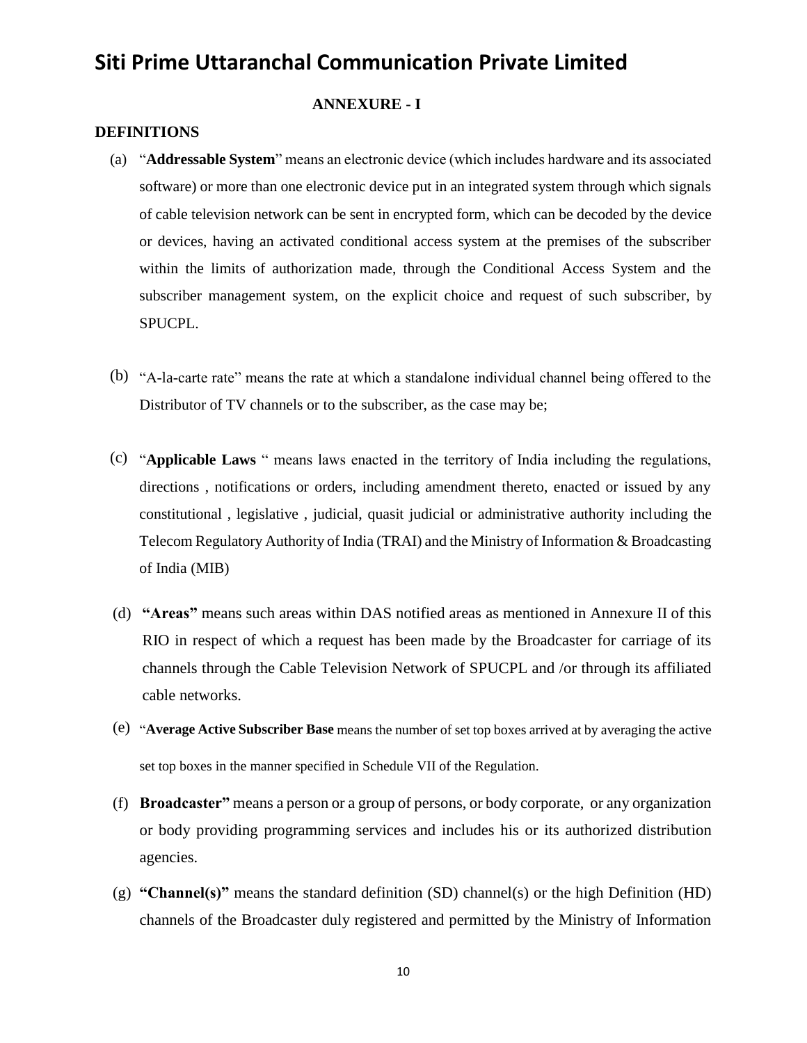# Siti Prime Uttaranchal Communication Private Limited

**ANNEXURE - I**

**DEFINITIONS**

(a) "**Addressable System**" means an electronic device (which includes hardware and its associated software) or more than one electronic device put in an integrated system through which signals of cable television network can be sent in encrypted form, which can be decoded by the device or devices, having an activated conditional access system at the premises of the subscriber within the limits of authorization made, through the Conditional Access System and the subscriber management system, on the explicit choice and request of such subscriber, by SPUCPL.

(b) "A-la-carte rate" means the rate at which a standalone individual channel being offered to the Distributor of TV channels or to the subscriber, as the case may be;

(c) "**Applicable Laws** " means laws enacted in the territory of India including the regulations, directions , notifications or orders, including amendment thereto, enacted or issued by any constitutional , legislative , judicial, quasit judicial or administrative authority including the Telecom Regulatory Authority of India (TRAI) and the Ministry of Information & Broadcasting of India (MIB)

(d) **"Areas"** means such areas within DAS notified areas as mentioned in Annexure II of this RIO in respect of which a request has been made by the Broadcaster for carriage of its channels through the Cable Television Network of SPUCPL and /or through its affiliated cable networks.

(e) "**Average Active Subscriber Base** means the number of set top boxes arrived at by averaging the active set top boxes in the manner specified in Schedule VII of the Regulation.

(f) **Broadcaster"** means a person or a group of persons, or body corporate, or any organization or body providing programming services and includes his or its authorized distribution agencies.

(g) **"Channel(s)"** means the standard definition (SD) channel(s) or the high Definition (HD) channels of the Broadcaster duly registered and permitted by the Ministry of Information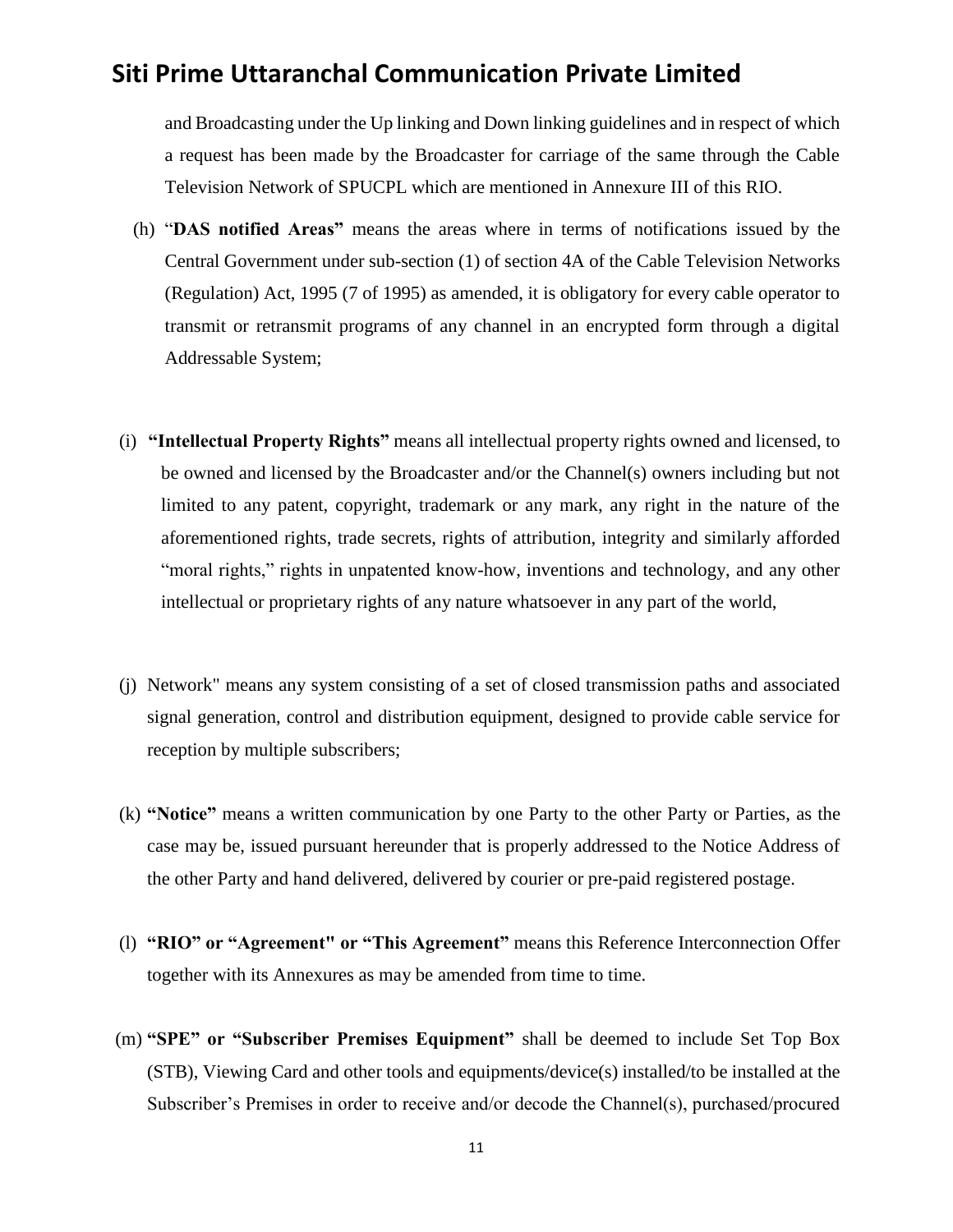and Broadcasting under the Up linking and Down linking guidelines and in respect of which a request has been made by the Broadcaster for carriage of the same through the Cable Television Network of SPUCPL which are mentioned in Annexure III of this RIO.

(h) "**DAS notified Areas"** means the areas where in terms of notifications issued by the Central Government under sub-section (1) of section 4A of the Cable Television Networks (Regulation) Act, 1995 (7 of 1995) as amended, it is obligatory for every cable operator to transmit or retransmit programs of any channel in an encrypted form through a digital Addressable System;

(i) **"Intellectual Property Rights"** means all intellectual property rights owned and licensed, to be owned and licensed by the Broadcaster and/or the Channel(s) owners including but not limited to any patent, copyright, trademark or any mark, any right in the nature of the aforementioned rights, trade secrets, rights of attribution, integrity and similarly afforded "moral rights," rights in unpatented know-how, inventions and technology, and any other intellectual or proprietary rights of any nature whatsoever in any part of the world,

(j) Network" means any system consisting of a set of closed transmission paths and associated signal generation, control and distribution equipment, designed to provide cable service for reception by multiple subscribers;

(k) **"Notice"** means a written communication by one Party to the other Party or Parties, as the case may be, issued pursuant hereunder that is properly addressed to the Notice Address of the other Party and hand delivered, delivered by courier or pre-paid registered postage.

(l) **"RIO" or "Agreement" or "This Agreement"** means this Reference Interconnection Offer together with its Annexures as may be amended from time to time.

(m) **"SPE" or "Subscriber Premises Equipment"** shall be deemed to include Set Top Box (STB), Viewing Card and other tools and equipments/device(s) installed/to be installed at the Subscriber's Premises in order to receive and/or decode the Channel(s), purchased/procured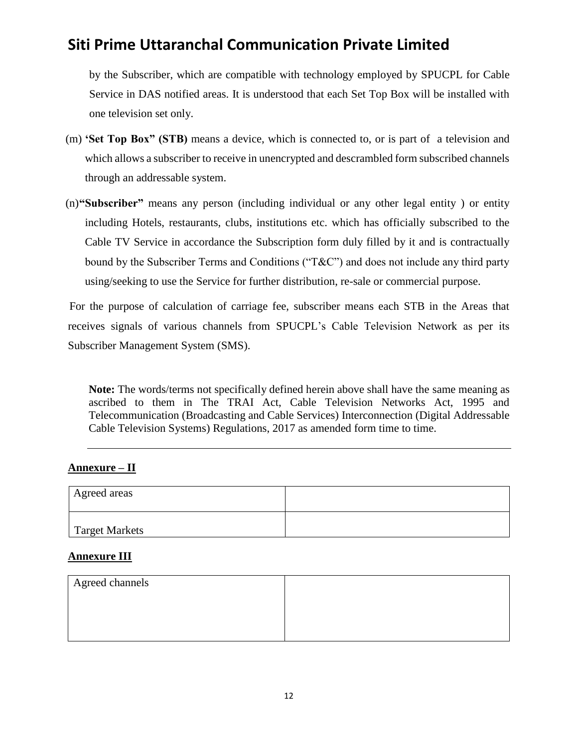by the Subscriber, which are compatible with technology employed by SPUCPL for Cable Service in DAS notified areas. It is understood that each Set Top Box will be installed with one television set only.

(m) **'Set Top Box" (STB)** means a device, which is connected to, or is part of a television and which allows a subscriber to receive in unencrypted and descrambled form subscribed channels through an addressable system.

(n)**"Subscriber"** means any person (including individual or any other legal entity ) or entity including Hotels, restaurants, clubs, institutions etc. which has officially subscribed to the Cable TV Service in accordance the Subscription form duly filled by it and is contractually bound by the Subscriber Terms and Conditions ("T&C") and does not include any third party using/seeking to use the Service for further distribution, re-sale or commercial purpose.

For the purpose of calculation of carriage fee, subscriber means each STB in the Areas that receives signals of various channels from SPUCPL's Cable Television Network as per its Subscriber Management System (SMS).

**Note:** The words/terms not specifically defined herein above shall have the same meaning as ascribed to them in The TRAI Act, Cable Television Networks Act, 1995 and Telecommunication (Broadcasting and Cable Services) Interconnection (Digital Addressable Cable Television Systems) Regulations, 2017 as amended form time to time.

---

**<u>Annexure – II</u>**

| Agreed areas | |
|---|---|
| Target Markets | |

**<u>Annexure III</u>**

| Agreed channels | |
|---|---|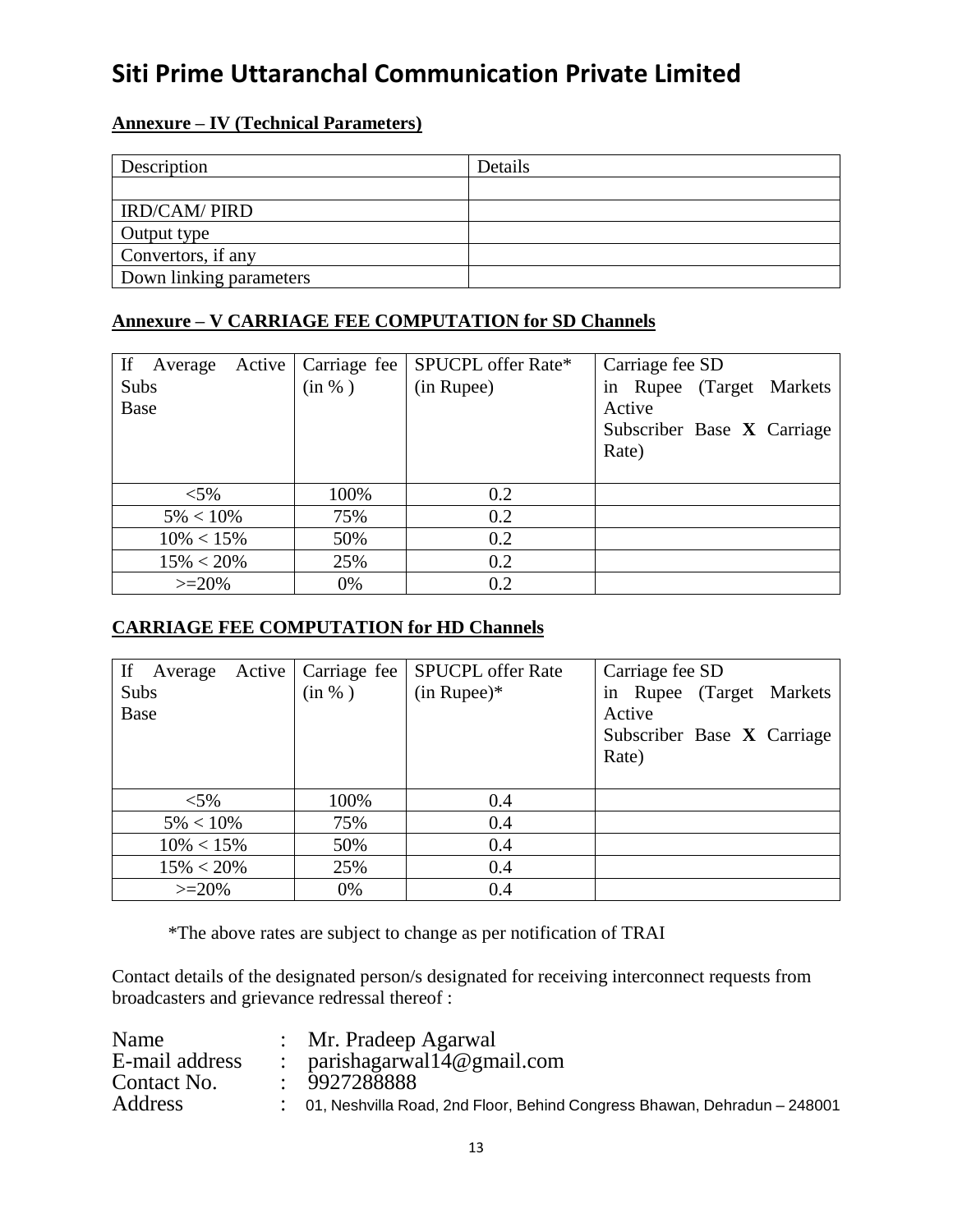# Siti Prime Uttaranchal Communication Private Limited

**Annexure – IV (Technical Parameters)**

| Description | Details |
|---|---|
| | |
| IRD/CAM/ PIRD | |
| Output type | |
| Convertors, if any | |
| Down linking parameters | |

**Annexure – V CARRIAGE FEE COMPUTATION for SD Channels**

| If Average Active Subs Base | Carriage fee (in % ) | SPUCPL offer Rate* (in Rupee) | Carriage fee SD in Rupee (Target Markets Active Subscriber Base **X** Carriage Rate) |
|---|---|---|---|
| <5% | 100% | 0.2 | |
| 5% < 10% | 75% | 0.2 | |
| 10% < 15% | 50% | 0.2 | |
| 15% < 20% | 25% | 0.2 | |
| >=20% | 0% | 0.2 | |

**CARRIAGE FEE COMPUTATION for HD Channels**

| If Average Active Subs Base | Carriage fee (in % ) | SPUCPL offer Rate (in Rupee)* | Carriage fee SD in Rupee (Target Markets Active Subscriber Base **X** Carriage Rate) |
|---|---|---|---|
| <5% | 100% | 0.4 | |
| 5% < 10% | 75% | 0.4 | |
| 10% < 15% | 50% | 0.4 | |
| 15% < 20% | 25% | 0.4 | |
| >=20% | 0% | 0.4 | |

*The above rates are subject to change as per notification of TRAI

Contact details of the designated person/s designated for receiving interconnect requests from broadcasters and grievance redressal thereof :

Name : Mr. Pradeep Agarwal
E-mail address : parishagarwal14@gmail.com
Contact No. : 9927288888
Address : 01, Neshvilla Road, 2nd Floor, Behind Congress Bhawan, Dehradun – 248001